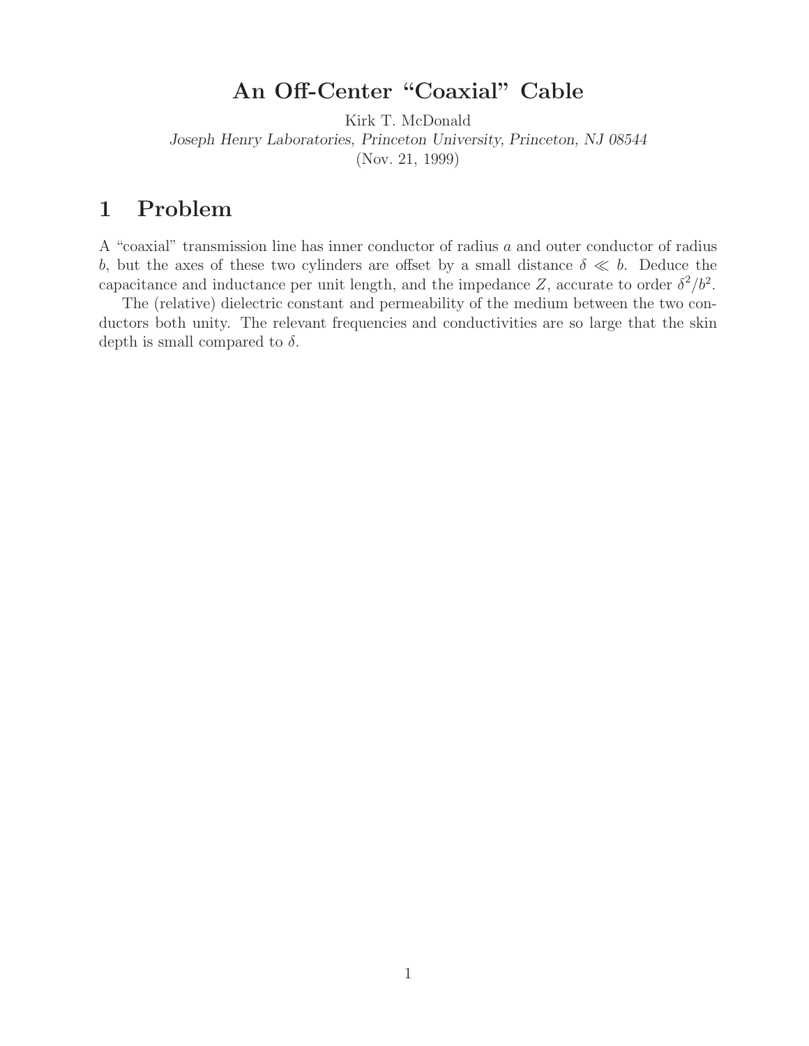# An Off-Center "Coaxial" Cable

Kirk T. McDonald

*Joseph Henry Laboratories, Princeton University, Princeton, NJ 08544*

(Nov. 21, 1999)

## 1 Problem

A "coaxial" transmission line has inner conductor of radius $a$ and outer conductor of radius $b$, but the axes of these two cylinders are offset by a small distance $\delta \ll b$. Deduce the capacitance and inductance per unit length, and the impedance $Z$, accurate to order $\delta^2/b^2$.

The (relative) dielectric constant and permeability of the medium between the two conductors both unity. The relevant frequencies and conductivities are so large that the skin depth is small compared to $\delta$.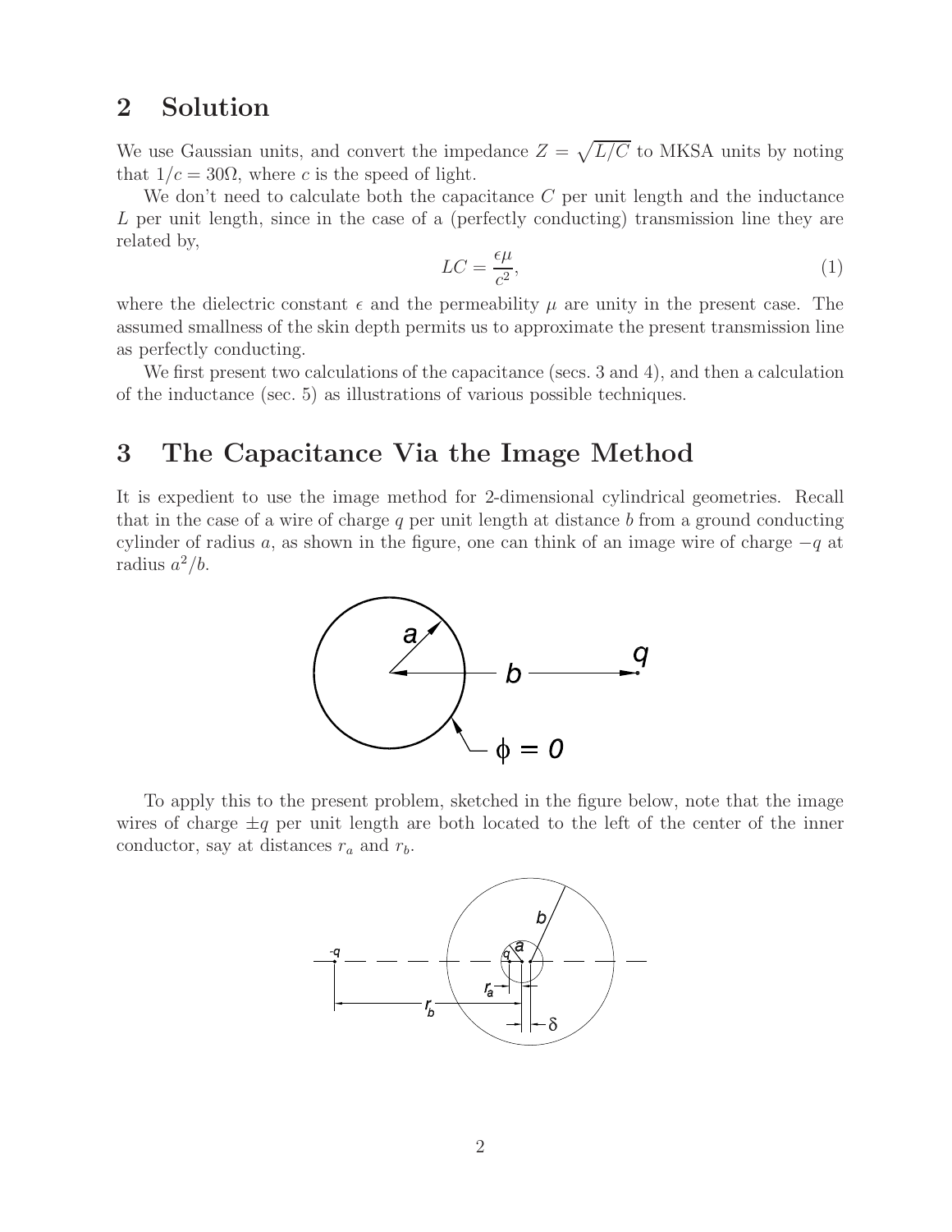## 2 Solution

We use Gaussian units, and convert the impedance $Z = \sqrt{L/C}$ to MKSA units by noting that $1/c = 30\Omega$, where $c$ is the speed of light.

We don't need to calculate both the capacitance $C$ per unit length and the inductance $L$ per unit length, since in the case of a (perfectly conducting) transmission line they are related by,

$$LC = \frac{\epsilon\mu}{c^2}, \tag{1}$$

where the dielectric constant $\epsilon$ and the permeability $\mu$ are unity in the present case. The assumed smallness of the skin depth permits us to approximate the present transmission line as perfectly conducting.

We first present two calculations of the capacitance (secs. 3 and 4), and then a calculation of the inductance (sec. 5) as illustrations of various possible techniques.

## 3 The Capacitance Via the Image Method

It is expedient to use the image method for 2-dimensional cylindrical geometries. Recall that in the case of a wire of charge $q$ per unit length at distance $b$ from a ground conducting cylinder of radius $a$, as shown in the figure, one can think of an image wire of charge $-q$ at radius $a^2/b$.

To apply this to the present problem, sketched in the figure below, note that the image wires of charge $\pm q$ per unit length are both located to the left of the center of the inner conductor, say at distances $r_a$ and $r_b$.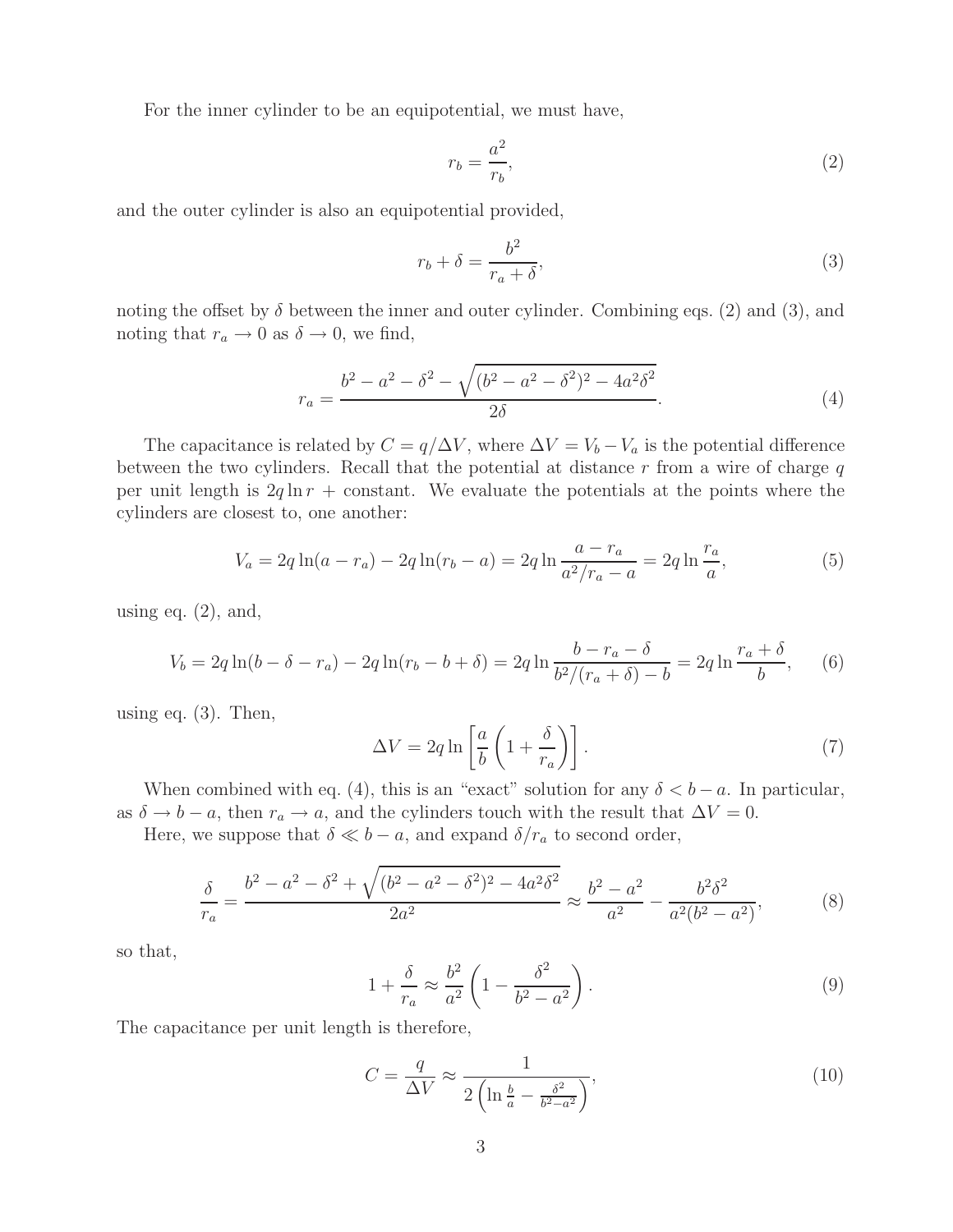For the inner cylinder to be an equipotential, we must have,

$$
r_b = \frac{a^2}{r_b}, \tag{2}
$$

and the outer cylinder is also an equipotential provided,

$$
r_b + \delta = \frac{b^2}{r_a + \delta}, \tag{3}
$$

noting the offset by $\delta$ between the inner and outer cylinder. Combining eqs. (2) and (3), and noting that $r_a \to 0$ as $\delta \to 0$, we find,

$$
r_a = \frac{b^2 - a^2 - \delta^2 - \sqrt{(b^2 - a^2 - \delta^2)^2 - 4a^2\delta^2}}{2\delta}. \tag{4}
$$

The capacitance is related by $C = q/\Delta V$, where $\Delta V = V_b - V_a$ is the potential difference between the two cylinders. Recall that the potential at distance $r$ from a wire of charge $q$ per unit length is $2q \ln r$ + constant. We evaluate the potentials at the points where the cylinders are closest to, one another:

$$
V_a = 2q \ln(a - r_a) - 2q \ln(r_b - a) = 2q \ln \frac{a - r_a}{a^2/r_a - a} = 2q \ln \frac{r_a}{a}, \tag{5}
$$

using eq. (2), and,

$$
V_b = 2q \ln(b - \delta - r_a) - 2q \ln(r_b - b + \delta) = 2q \ln \frac{b - r_a - \delta}{b^2/(r_a + \delta) - b} = 2q \ln \frac{r_a + \delta}{b}, \tag{6}
$$

using eq. (3). Then,

$$
\Delta V = 2q \ln \left[ \frac{a}{b} \left( 1 + \frac{\delta}{r_a} \right) \right]. \tag{7}
$$

When combined with eq. (4), this is an "exact" solution for any $\delta < b - a$. In particular, as $\delta \to b - a$, then $r_a \to a$, and the cylinders touch with the result that $\Delta V = 0$.

Here, we suppose that $\delta \ll b - a$, and expand $\delta/r_a$ to second order,

$$
\frac{\delta}{r_a} = \frac{b^2 - a^2 - \delta^2 + \sqrt{(b^2 - a^2 - \delta^2)^2 - 4a^2\delta^2}}{2a^2} \approx \frac{b^2 - a^2}{a^2} - \frac{b^2\delta^2}{a^2(b^2 - a^2)}, \tag{8}
$$

so that,

$$
1 + \frac{\delta}{r_a} \approx \frac{b^2}{a^2} \left( 1 - \frac{\delta^2}{b^2 - a^2} \right). \tag{9}
$$

The capacitance per unit length is therefore,

$$
C = \frac{q}{\Delta V} \approx \frac{1}{2 \left( \ln \frac{b}{a} - \frac{\delta^2}{b^2 - a^2} \right)}, \tag{10}
$$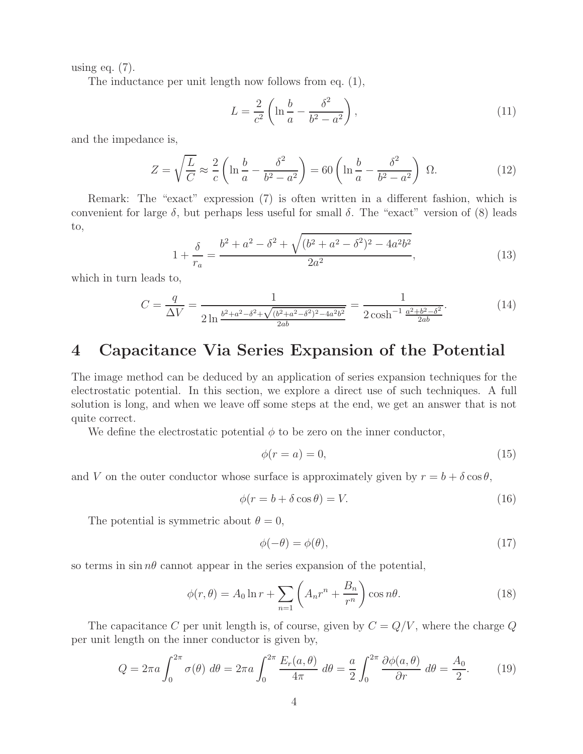using eq. (7).

The inductance per unit length now follows from eq. (1),

$$L = \frac{2}{c^2}\left(\ln\frac{b}{a} - \frac{\delta^2}{b^2 - a^2}\right), \tag{11}$$

and the impedance is,

$$Z = \sqrt{\frac{L}{C}} \approx \frac{2}{c}\left(\ln\frac{b}{a} - \frac{\delta^2}{b^2 - a^2}\right) = 60\left(\ln\frac{b}{a} - \frac{\delta^2}{b^2 - a^2}\right)\ \Omega. \tag{12}$$

Remark: The "exact" expression (7) is often written in a different fashion, which is convenient for large $\delta$, but perhaps less useful for small $\delta$. The "exact" version of (8) leads to,

$$1 + \frac{\delta}{r_a} = \frac{b^2 + a^2 - \delta^2 + \sqrt{(b^2 + a^2 - \delta^2)^2 - 4a^2b^2}}{2a^2}, \tag{13}$$

which in turn leads to,

$$C = \frac{q}{\Delta V} = \frac{1}{2\ln\frac{b^2 + a^2 - \delta^2 + \sqrt{(b^2 + a^2 - \delta^2)^2 - 4a^2b^2}}{2ab}} = \frac{1}{2\cosh^{-1}\frac{a^2 + b^2 - \delta^2}{2ab}}. \tag{14}$$

# 4 Capacitance Via Series Expansion of the Potential

The image method can be deduced by an application of series expansion techniques for the electrostatic potential. In this section, we explore a direct use of such techniques. A full solution is long, and when we leave off some steps at the end, we get an answer that is not quite correct.

We define the electrostatic potential $\phi$ to be zero on the inner conductor,

$$\phi(r = a) = 0, \tag{15}$$

and $V$ on the outer conductor whose surface is approximately given by $r = b + \delta\cos\theta$,

$$\phi(r = b + \delta\cos\theta) = V. \tag{16}$$

The potential is symmetric about $\theta = 0$,

$$\phi(-\theta) = \phi(\theta), \tag{17}$$

so terms in $\sin n\theta$ cannot appear in the series expansion of the potential,

$$\phi(r,\theta) = A_0\ln r + \sum_{n=1}\left(A_n r^n + \frac{B_n}{r^n}\right)\cos n\theta. \tag{18}$$

The capacitance $C$ per unit length is, of course, given by $C = Q/V$, where the charge $Q$ per unit length on the inner conductor is given by,

$$Q = 2\pi a\int_0^{2\pi}\sigma(\theta)\ d\theta = 2\pi a\int_0^{2\pi}\frac{E_r(a,\theta)}{4\pi}\ d\theta = \frac{a}{2}\int_0^{2\pi}\frac{\partial\phi(a,\theta)}{\partial r}\ d\theta = \frac{A_0}{2}. \tag{19}$$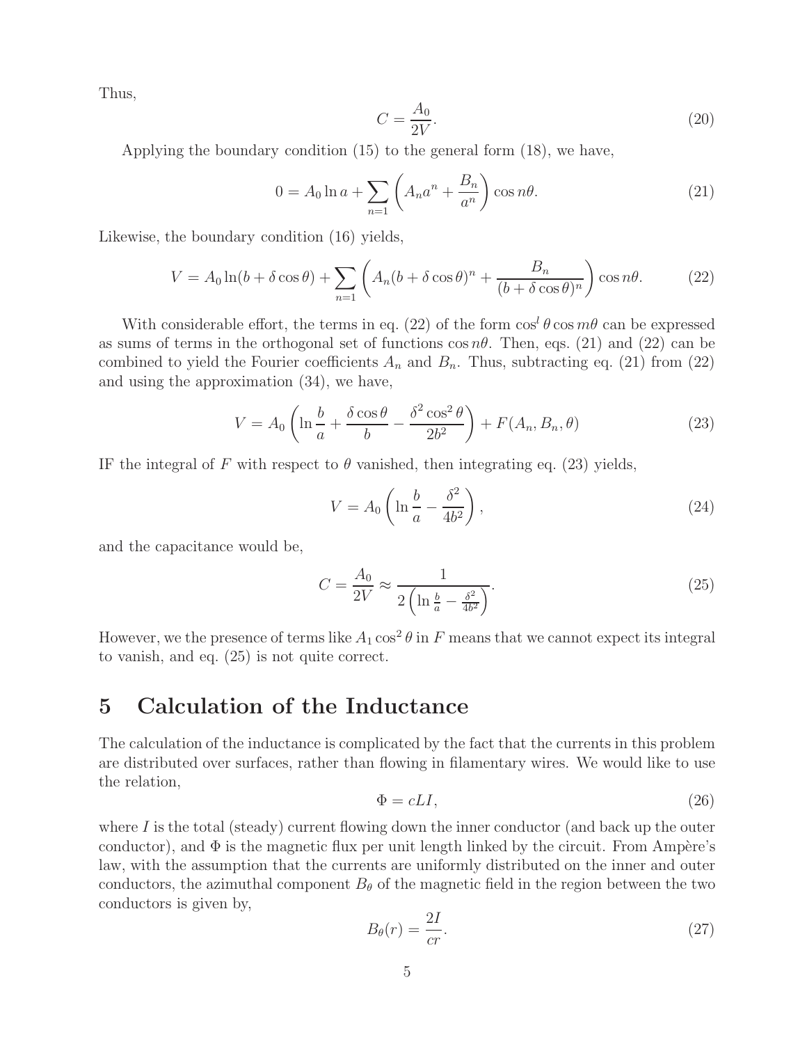Thus,

$$C = \frac{A_0}{2V}. \tag{20}$$

Applying the boundary condition (15) to the general form (18), we have,

$$0 = A_0 \ln a + \sum_{n=1} \left( A_n a^n + \frac{B_n}{a^n} \right) \cos n\theta. \tag{21}$$

Likewise, the boundary condition (16) yields,

$$V = A_0 \ln(b + \delta \cos\theta) + \sum_{n=1} \left( A_n (b + \delta \cos\theta)^n + \frac{B_n}{(b + \delta \cos\theta)^n} \right) \cos n\theta. \tag{22}$$

With considerable effort, the terms in eq. (22) of the form $\cos^l \theta \cos m\theta$ can be expressed as sums of terms in the orthogonal set of functions $\cos n\theta$. Then, eqs. (21) and (22) can be combined to yield the Fourier coefficients $A_n$ and $B_n$. Thus, subtracting eq. (21) from (22) and using the approximation (34), we have,

$$V = A_0 \left( \ln \frac{b}{a} + \frac{\delta \cos\theta}{b} - \frac{\delta^2 \cos^2 \theta}{2b^2} \right) + F(A_n, B_n, \theta) \tag{23}$$

IF the integral of $F$ with respect to $\theta$ vanished, then integrating eq. (23) yields,

$$V = A_0 \left( \ln \frac{b}{a} - \frac{\delta^2}{4b^2} \right), \tag{24}$$

and the capacitance would be,

$$C = \frac{A_0}{2V} \approx \frac{1}{2 \left( \ln \frac{b}{a} - \frac{\delta^2}{4b^2} \right)}. \tag{25}$$

However, we the presence of terms like $A_1 \cos^2 \theta$ in $F$ means that we cannot expect its integral to vanish, and eq. (25) is not quite correct.

# 5 Calculation of the Inductance

The calculation of the inductance is complicated by the fact that the currents in this problem are distributed over surfaces, rather than flowing in filamentary wires. We would like to use the relation,

$$\Phi = cLI, \tag{26}$$

where $I$ is the total (steady) current flowing down the inner conductor (and back up the outer conductor), and $\Phi$ is the magnetic flux per unit length linked by the circuit. From Ampère's law, with the assumption that the currents are uniformly distributed on the inner and outer conductors, the azimuthal component $B_\theta$ of the magnetic field in the region between the two conductors is given by,

$$B_\theta(r) = \frac{2I}{cr}. \tag{27}$$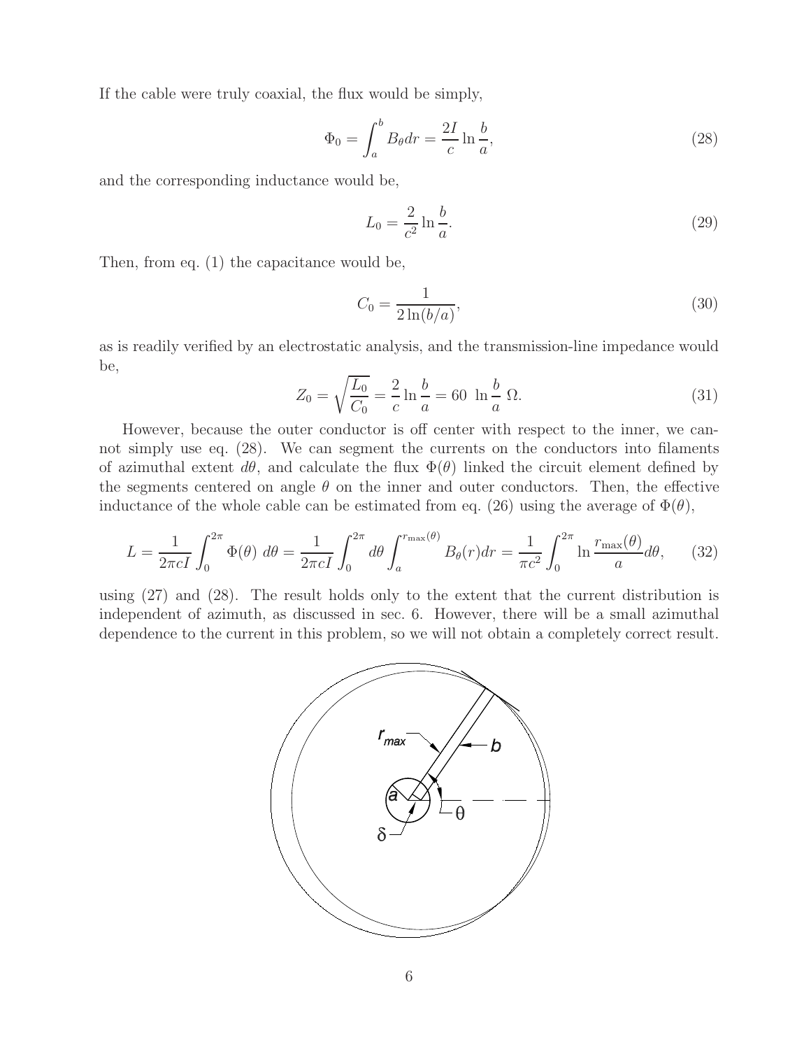If the cable were truly coaxial, the flux would be simply,

$$\Phi_0 = \int_a^b B_\theta dr = \frac{2I}{c} \ln \frac{b}{a}, \tag{28}$$

and the corresponding inductance would be,

$$L_0 = \frac{2}{c^2} \ln \frac{b}{a}. \tag{29}$$

Then, from eq. (1) the capacitance would be,

$$C_0 = \frac{1}{2 \ln(b/a)}, \tag{30}$$

as is readily verified by an electrostatic analysis, and the transmission-line impedance would be,

$$Z_0 = \sqrt{\frac{L_0}{C_0}} = \frac{2}{c} \ln \frac{b}{a} = 60 \ \ln \frac{b}{a} \ \Omega. \tag{31}$$

However, because the outer conductor is off center with respect to the inner, we cannot simply use eq. (28). We can segment the currents on the conductors into filaments of azimuthal extent $d\theta$, and calculate the flux $\Phi(\theta)$ linked the circuit element defined by the segments centered on angle $\theta$ on the inner and outer conductors. Then, the effective inductance of the whole cable can be estimated from eq. (26) using the average of $\Phi(\theta)$,

$$L = \frac{1}{2\pi c I} \int_0^{2\pi} \Phi(\theta) \ d\theta = \frac{1}{2\pi c I} \int_0^{2\pi} d\theta \int_a^{r_{\max}(\theta)} B_\theta(r) dr = \frac{1}{\pi c^2} \int_0^{2\pi} \ln \frac{r_{\max}(\theta)}{a} d\theta, \tag{32}$$

using (27) and (28). The result holds only to the extent that the current distribution is independent of azimuth, as discussed in sec. 6. However, there will be a small azimuthal dependence to the current in this problem, so we will not obtain a completely correct result.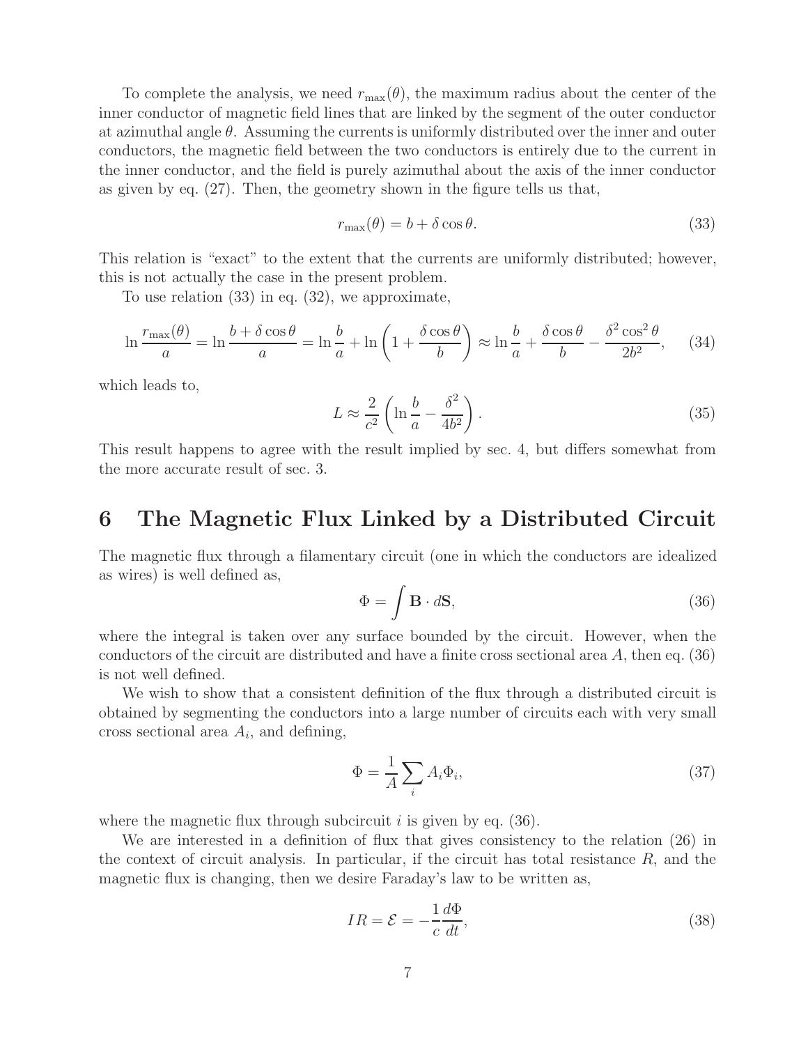To complete the analysis, we need $r_{\max}(\theta)$, the maximum radius about the center of the inner conductor of magnetic field lines that are linked by the segment of the outer conductor at azimuthal angle $\theta$. Assuming the currents is uniformly distributed over the inner and outer conductors, the magnetic field between the two conductors is entirely due to the current in the inner conductor, and the field is purely azimuthal about the axis of the inner conductor as given by eq. (27). Then, the geometry shown in the figure tells us that,

$$
r_{\max}(\theta) = b + \delta \cos\theta. \tag{33}
$$

This relation is "exact" to the extent that the currents are uniformly distributed; however, this is not actually the case in the present problem.

To use relation (33) in eq. (32), we approximate,

$$
\ln \frac{r_{\max}(\theta)}{a} = \ln \frac{b + \delta\cos\theta}{a} = \ln \frac{b}{a} + \ln\left(1 + \frac{\delta\cos\theta}{b}\right) \approx \ln\frac{b}{a} + \frac{\delta\cos\theta}{b} - \frac{\delta^2\cos^2\theta}{2b^2}, \tag{34}
$$

which leads to,

$$
L \approx \frac{2}{c^2}\left(\ln\frac{b}{a} - \frac{\delta^2}{4b^2}\right). \tag{35}
$$

This result happens to agree with the result implied by sec. 4, but differs somewhat from the more accurate result of sec. 3.

## 6 The Magnetic Flux Linked by a Distributed Circuit

The magnetic flux through a filamentary circuit (one in which the conductors are idealized as wires) is well defined as,

$$
\Phi = \int \mathbf{B} \cdot d\mathbf{S}, \tag{36}
$$

where the integral is taken over any surface bounded by the circuit. However, when the conductors of the circuit are distributed and have a finite cross sectional area $A$, then eq. (36) is not well defined.

We wish to show that a consistent definition of the flux through a distributed circuit is obtained by segmenting the conductors into a large number of circuits each with very small cross sectional area $A_i$, and defining,

$$
\Phi = \frac{1}{A}\sum_i A_i \Phi_i, \tag{37}
$$

where the magnetic flux through subcircuit $i$ is given by eq. (36).

We are interested in a definition of flux that gives consistency to the relation (26) in the context of circuit analysis. In particular, if the circuit has total resistance $R$, and the magnetic flux is changing, then we desire Faraday's law to be written as,

$$
IR = \mathcal{E} = -\frac{1}{c}\frac{d\Phi}{dt}, \tag{38}
$$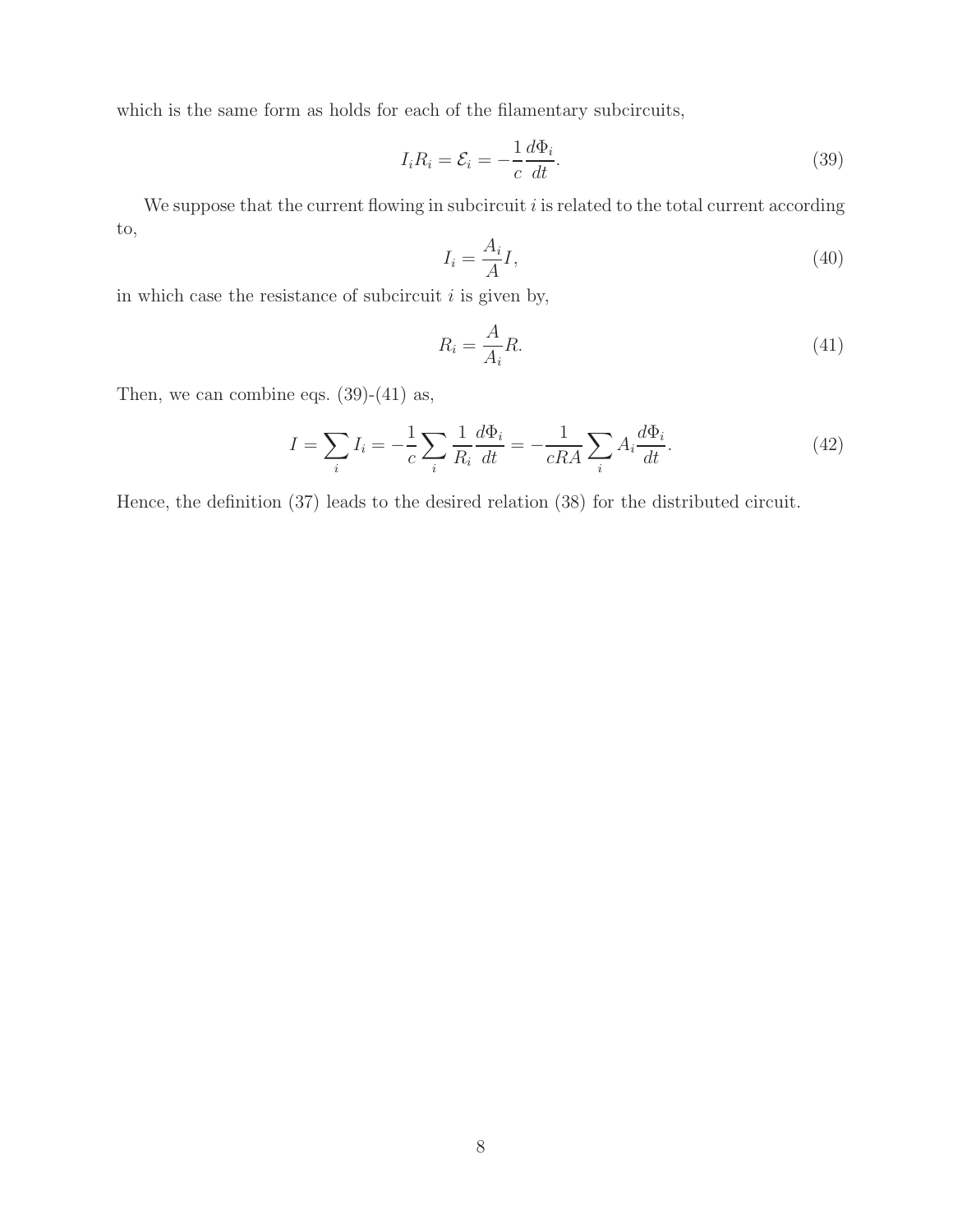which is the same form as holds for each of the filamentary subcircuits,

$$I_i R_i = \mathcal{E}_i = -\frac{1}{c}\frac{d\Phi_i}{dt}. \tag{39}$$

We suppose that the current flowing in subcircuit $i$ is related to the total current according to,

$$I_i = \frac{A_i}{A} I, \tag{40}$$

in which case the resistance of subcircuit $i$ is given by,

$$R_i = \frac{A}{A_i} R. \tag{41}$$

Then, we can combine eqs. (39)-(41) as,

$$I = \sum_i I_i = -\frac{1}{c}\sum_i \frac{1}{R_i}\frac{d\Phi_i}{dt} = -\frac{1}{cRA}\sum_i A_i \frac{d\Phi_i}{dt}. \tag{42}$$

Hence, the definition (37) leads to the desired relation (38) for the distributed circuit.